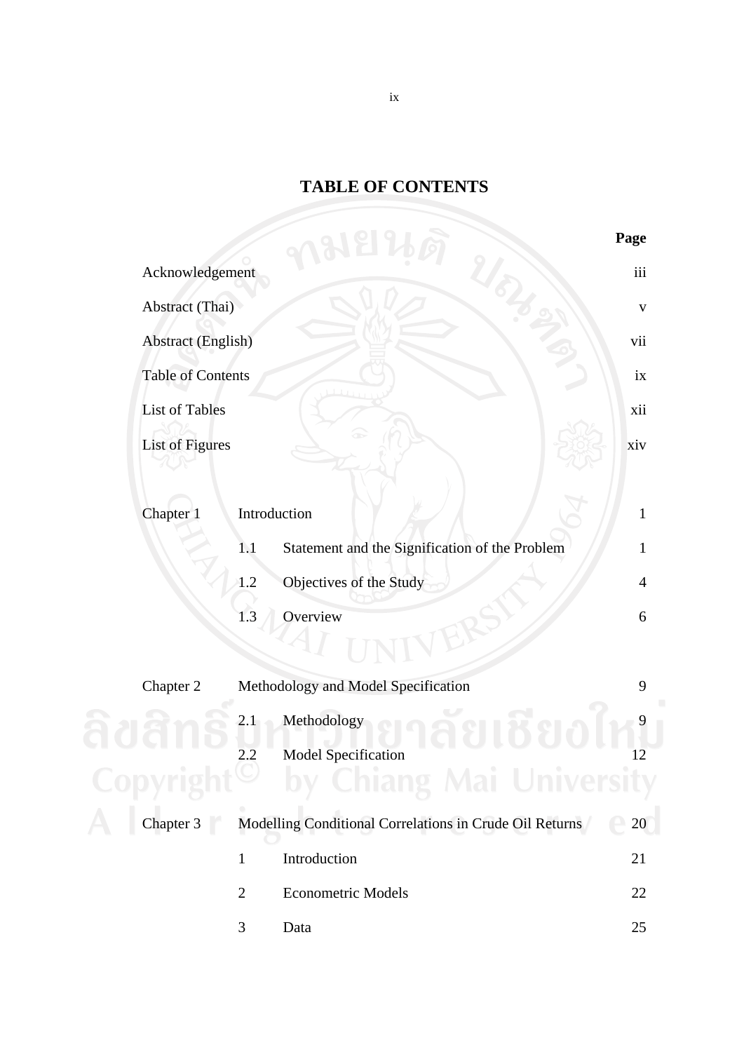# TABLE OF CONTENTS

| | | | Page |
|---|---|---|---|
| Acknowledgement | | | iii |
| Abstract (Thai) | | | v |
| Abstract (English) | | | vii |
| Table of Contents | | | ix |
| List of Tables | | | xii |
| List of Figures | | | xiv |
| Chapter 1 | Introduction | | 1 |
| | 1.1 | Statement and the Signification of the Problem | 1 |
| | 1.2 | Objectives of the Study | 4 |
| | 1.3 | Overview | 6 |
| Chapter 2 | Methodology and Model Specification | | 9 |
| | 2.1 | Methodology | 9 |
| | 2.2 | Model Specification | 12 |
| Chapter 3 | Modelling Conditional Correlations in Crude Oil Returns | | 20 |
| | 1 | Introduction | 21 |
| | 2 | Econometric Models | 22 |
| | 3 | Data | 25 |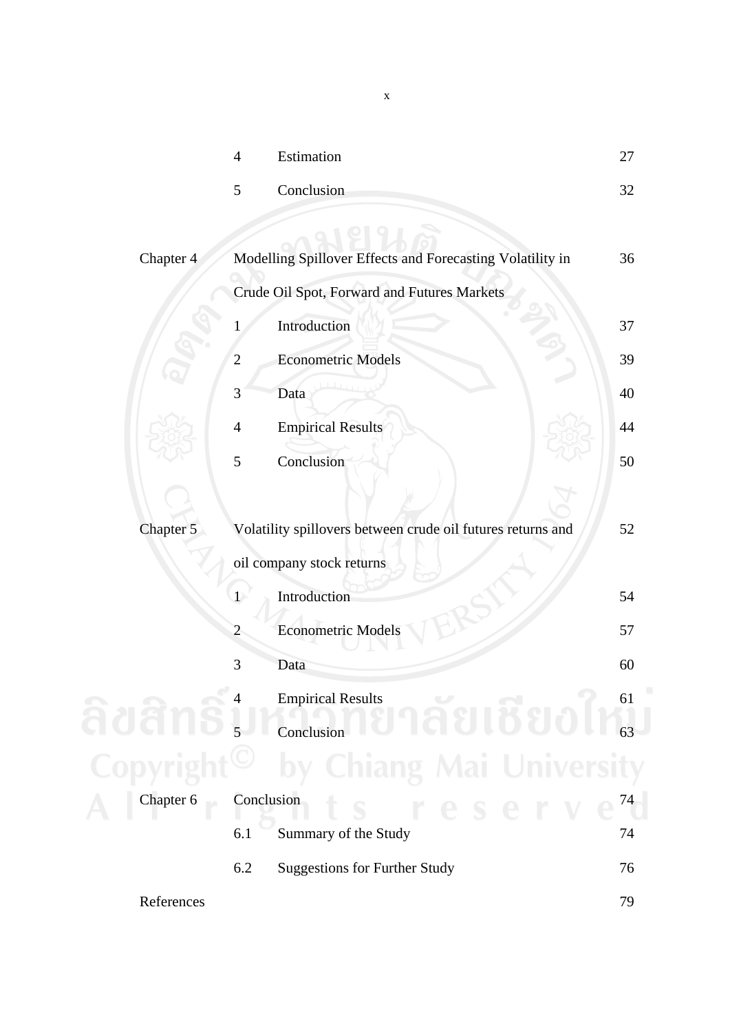| | | | |
|---|---|---|---|
| | 4 | Estimation | 27 |
| | 5 | Conclusion | 32 |
| Chapter 4 | Modelling Spillover Effects and Forecasting Volatility in Crude Oil Spot, Forward and Futures Markets | | 36 |
| | 1 | Introduction | 37 |
| | 2 | Econometric Models | 39 |
| | 3 | Data | 40 |
| | 4 | Empirical Results | 44 |
| | 5 | Conclusion | 50 |
| Chapter 5 | Volatility spillovers between crude oil futures returns and oil company stock returns | | 52 |
| | 1 | Introduction | 54 |
| | 2 | Econometric Models | 57 |
| | 3 | Data | 60 |
| | 4 | Empirical Results | 61 |
| | 5 | Conclusion | 63 |
| Chapter 6 | Conclusion | | 74 |
| | 6.1 | Summary of the Study | 74 |
| | 6.2 | Suggestions for Further Study | 76 |
| References | | | 79 |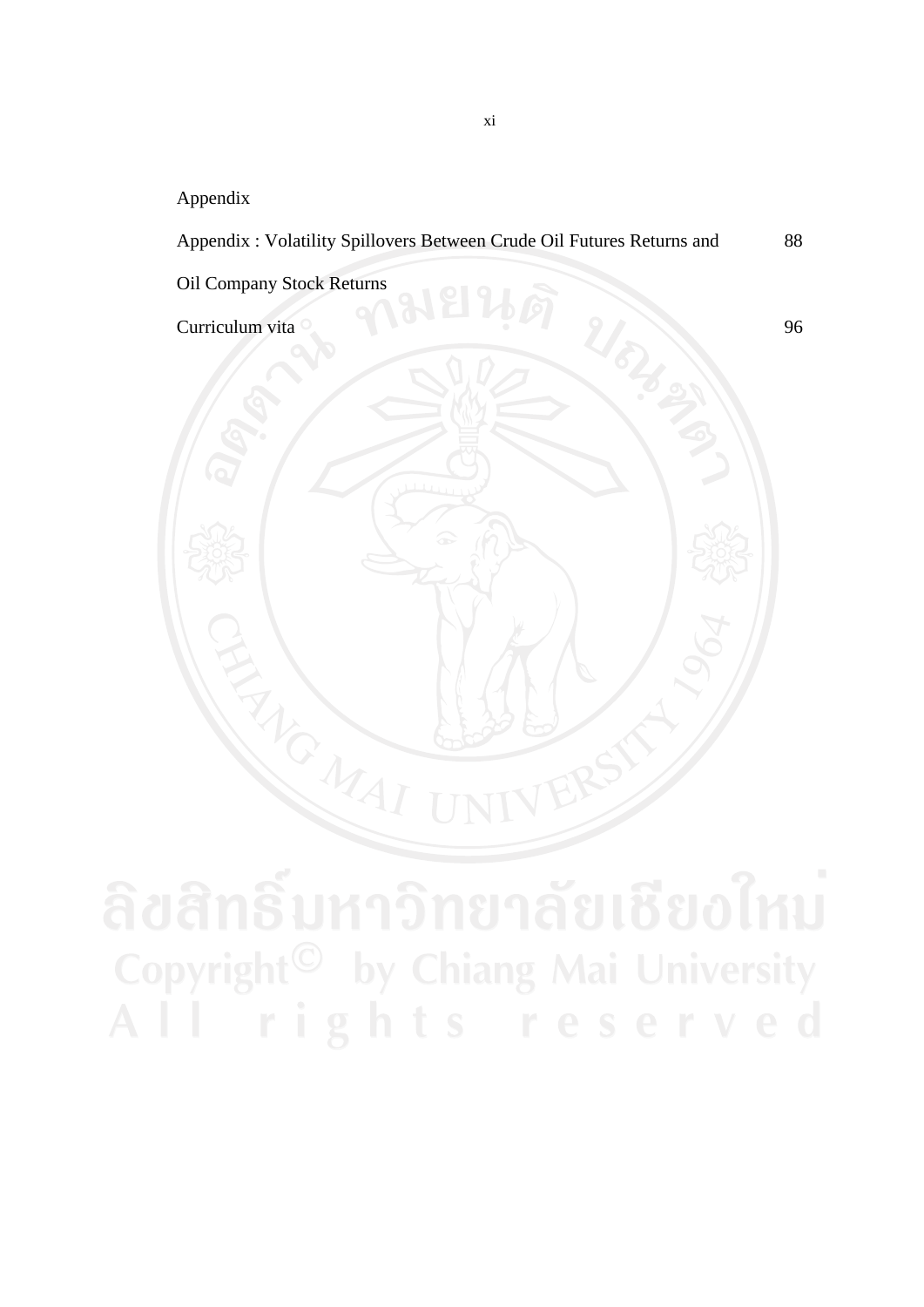Appendix

| | |
|---|---|
| Appendix : Volatility Spillovers Between Crude Oil Futures Returns and Oil Company Stock Returns | 88 |
| Curriculum vita | 96 |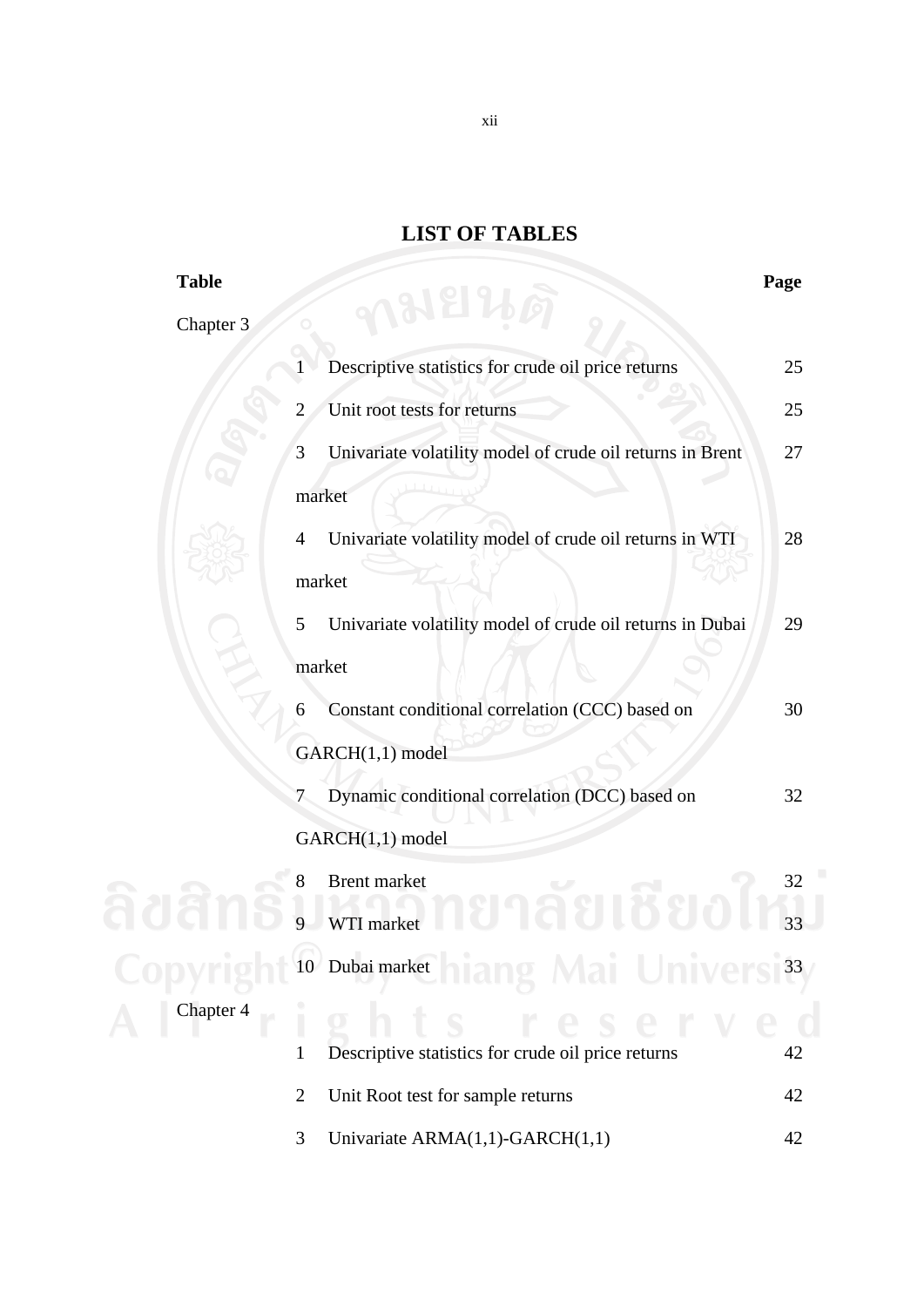# LIST OF TABLES

| Table | | Page |
|---|---|---|
| Chapter 3 | | |
| | 1 Descriptive statistics for crude oil price returns | 25 |
| | 2 Unit root tests for returns | 25 |
| | 3 Univariate volatility model of crude oil returns in Brent market | 27 |
| | 4 Univariate volatility model of crude oil returns in WTI market | 28 |
| | 5 Univariate volatility model of crude oil returns in Dubai market | 29 |
| | 6 Constant conditional correlation (CCC) based on GARCH(1,1) model | 30 |
| | 7 Dynamic conditional correlation (DCC) based on GARCH(1,1) model | 32 |
| | 8 Brent market | 32 |
| | 9 WTI market | 33 |
| | 10 Dubai market | 33 |
| Chapter 4 | | |
| | 1 Descriptive statistics for crude oil price returns | 42 |
| | 2 Unit Root test for sample returns | 42 |
| | 3 Univariate ARMA(1,1)-GARCH(1,1) | 42 |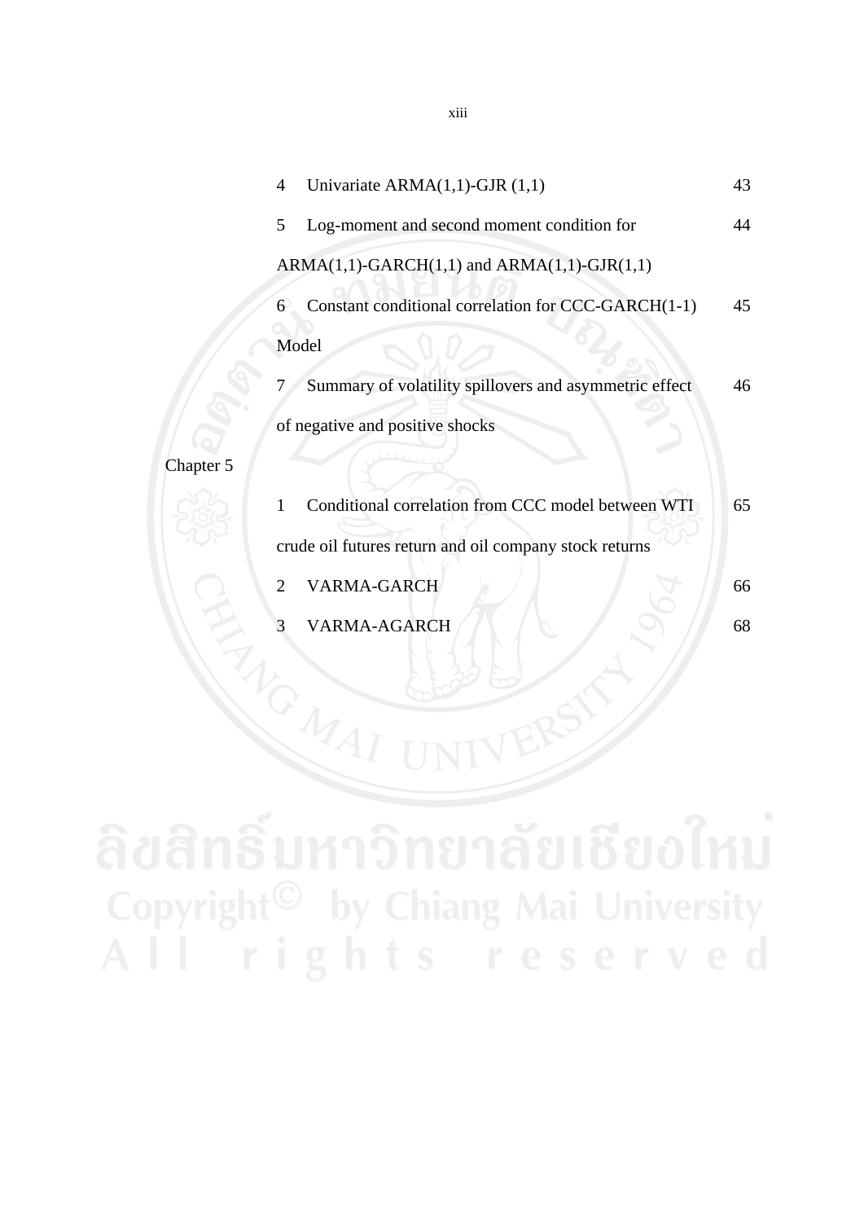| | | |
|---|---|---|
| | 4 Univariate ARMA(1,1)-GJR (1,1) | 43 |
| | 5 Log-moment and second moment condition for ARMA(1,1)-GARCH(1,1) and ARMA(1,1)-GJR(1,1) | 44 |
| | 6 Constant conditional correlation for CCC-GARCH(1-1) Model | 45 |
| | 7 Summary of volatility spillovers and asymmetric effect of negative and positive shocks | 46 |
| Chapter 5 | | |
| | 1 Conditional correlation from CCC model between WTI crude oil futures return and oil company stock returns | 65 |
| | 2 VARMA-GARCH | 66 |
| | 3 VARMA-AGARCH | 68 |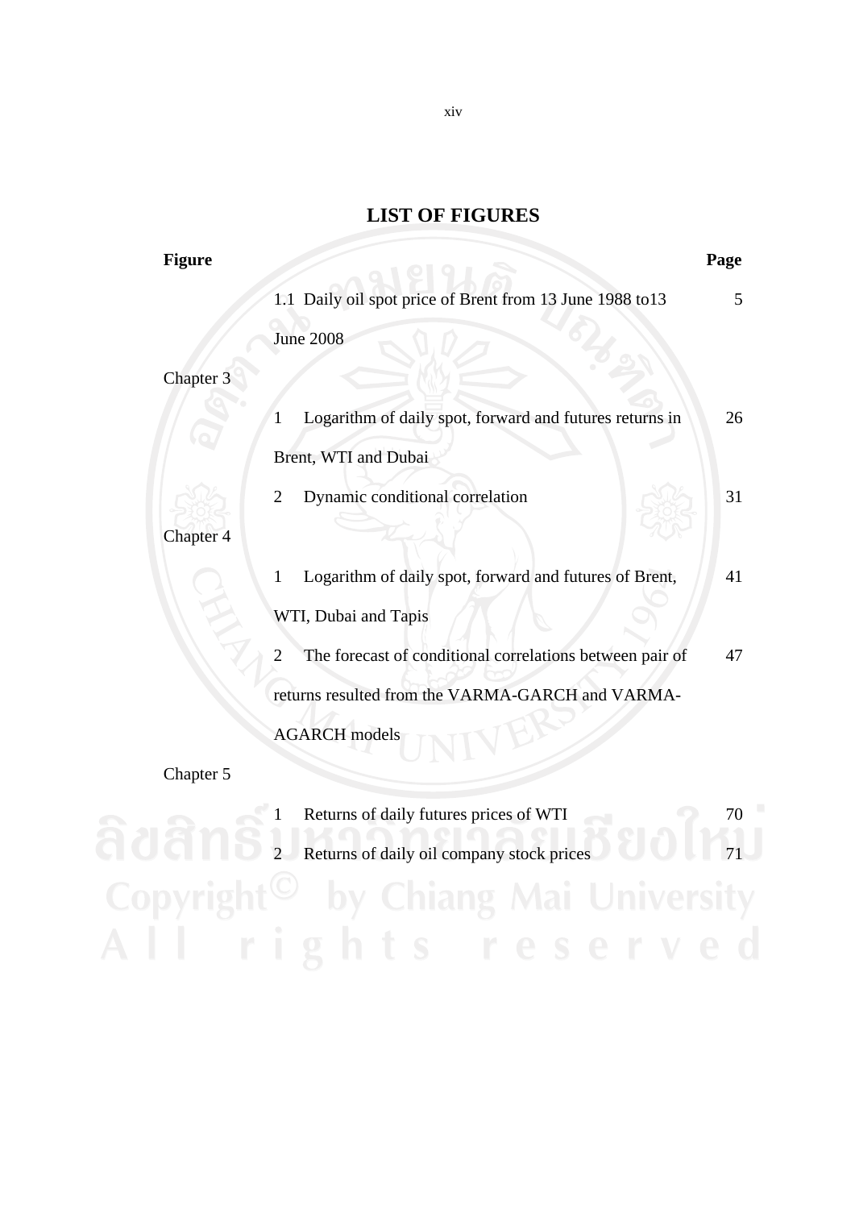# LIST OF FIGURES

| Figure | | Page |
|---|---|---|
| | 1.1 Daily oil spot price of Brent from 13 June 1988 to13 June 2008 | 5 |
| Chapter 3 | | |
| | 1 Logarithm of daily spot, forward and futures returns in Brent, WTI and Dubai | 26 |
| | 2 Dynamic conditional correlation | 31 |
| Chapter 4 | | |
| | 1 Logarithm of daily spot, forward and futures of Brent, WTI, Dubai and Tapis | 41 |
| | 2 The forecast of conditional correlations between pair of returns resulted from the VARMA-GARCH and VARMA-AGARCH models | 47 |
| Chapter 5 | | |
| | 1 Returns of daily futures prices of WTI | 70 |
| | 2 Returns of daily oil company stock prices | 71 |

ลิขสิทธิ์มหาวิทยาลัยเชียงใหม่
Copyright© by Chiang Mai University
All rights reserved